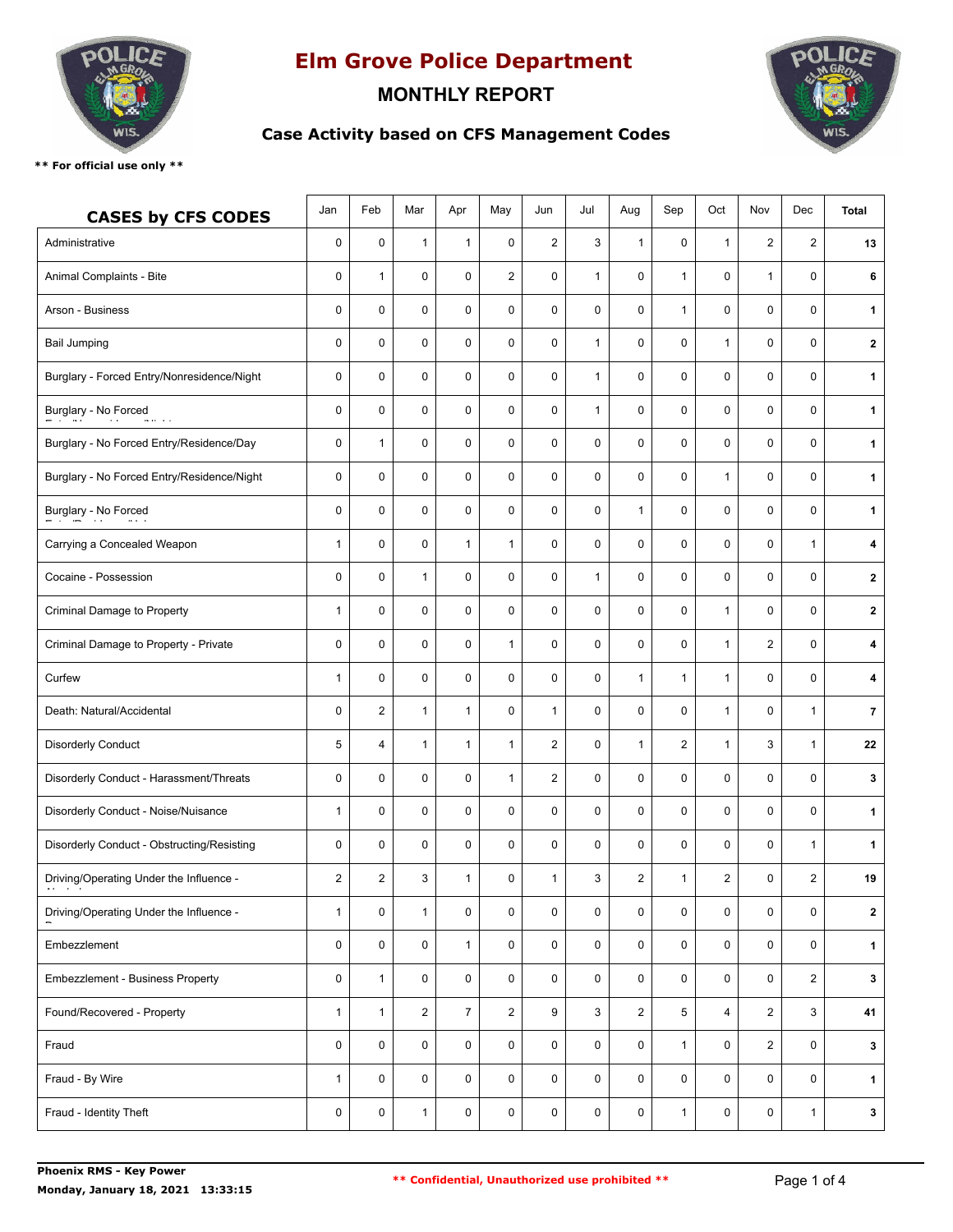# Elm Grove Police Department

## MONTHLY REPORT

### Case Activity based on CFS Management Codes

**** For official use only ****

| CASES by CFS CODES | Jan | Feb | Mar | Apr | May | Jun | Jul | Aug | Sep | Oct | Nov | Dec | Total |
|---|---|---|---|---|---|---|---|---|---|---|---|---|---|
| Administrative | 0 | 0 | 1 | 1 | 0 | 2 | 3 | 1 | 0 | 1 | 2 | 2 | **13** |
| Animal Complaints - Bite | 0 | 1 | 0 | 0 | 2 | 0 | 1 | 0 | 1 | 0 | 1 | 0 | **6** |
| Arson - Business | 0 | 0 | 0 | 0 | 0 | 0 | 0 | 0 | 1 | 0 | 0 | 0 | **1** |
| Bail Jumping | 0 | 0 | 0 | 0 | 0 | 0 | 1 | 0 | 0 | 1 | 0 | 0 | **2** |
| Burglary - Forced Entry/Nonresidence/Night | 0 | 0 | 0 | 0 | 0 | 0 | 1 | 0 | 0 | 0 | 0 | 0 | **1** |
| Burglary - No Forced Entry/Nonresidence/Night | 0 | 0 | 0 | 0 | 0 | 0 | 1 | 0 | 0 | 0 | 0 | 0 | **1** |
| Burglary - No Forced Entry/Residence/Day | 0 | 1 | 0 | 0 | 0 | 0 | 0 | 0 | 0 | 0 | 0 | 0 | **1** |
| Burglary - No Forced Entry/Residence/Night | 0 | 0 | 0 | 0 | 0 | 0 | 0 | 0 | 0 | 1 | 0 | 0 | **1** |
| Burglary - No Forced Entry/Residence/Unk | 0 | 0 | 0 | 0 | 0 | 0 | 0 | 1 | 0 | 0 | 0 | 0 | **1** |
| Carrying a Concealed Weapon | 1 | 0 | 0 | 1 | 1 | 0 | 0 | 0 | 0 | 0 | 0 | 1 | **4** |
| Cocaine - Possession | 0 | 0 | 1 | 0 | 0 | 0 | 1 | 0 | 0 | 0 | 0 | 0 | **2** |
| Criminal Damage to Property | 1 | 0 | 0 | 0 | 0 | 0 | 0 | 0 | 0 | 1 | 0 | 0 | **2** |
| Criminal Damage to Property - Private | 0 | 0 | 0 | 0 | 1 | 0 | 0 | 0 | 0 | 1 | 2 | 0 | **4** |
| Curfew | 1 | 0 | 0 | 0 | 0 | 0 | 0 | 1 | 1 | 1 | 0 | 0 | **4** |
| Death: Natural/Accidental | 0 | 2 | 1 | 1 | 0 | 1 | 0 | 0 | 0 | 1 | 0 | 1 | **7** |
| Disorderly Conduct | 5 | 4 | 1 | 1 | 1 | 2 | 0 | 1 | 2 | 1 | 3 | 1 | **22** |
| Disorderly Conduct - Harassment/Threats | 0 | 0 | 0 | 0 | 1 | 2 | 0 | 0 | 0 | 0 | 0 | 0 | **3** |
| Disorderly Conduct - Noise/Nuisance | 1 | 0 | 0 | 0 | 0 | 0 | 0 | 0 | 0 | 0 | 0 | 0 | **1** |
| Disorderly Conduct - Obstructing/Resisting | 0 | 0 | 0 | 0 | 0 | 0 | 0 | 0 | 0 | 0 | 0 | 1 | **1** |
| Driving/Operating Under the Influence - Alcohol | 2 | 2 | 3 | 1 | 0 | 1 | 3 | 2 | 1 | 2 | 0 | 2 | **19** |
| Driving/Operating Under the Influence - D | 1 | 0 | 1 | 0 | 0 | 0 | 0 | 0 | 0 | 0 | 0 | 0 | **2** |
| Embezzlement | 0 | 0 | 0 | 1 | 0 | 0 | 0 | 0 | 0 | 0 | 0 | 0 | **1** |
| Embezzlement - Business Property | 0 | 1 | 0 | 0 | 0 | 0 | 0 | 0 | 0 | 0 | 0 | 2 | **3** |
| Found/Recovered - Property | 1 | 1 | 2 | 7 | 2 | 9 | 3 | 2 | 5 | 4 | 2 | 3 | **41** |
| Fraud | 0 | 0 | 0 | 0 | 0 | 0 | 0 | 0 | 1 | 0 | 2 | 0 | **3** |
| Fraud - By Wire | 1 | 0 | 0 | 0 | 0 | 0 | 0 | 0 | 0 | 0 | 0 | 0 | **1** |
| Fraud - Identity Theft | 0 | 0 | 1 | 0 | 0 | 0 | 0 | 0 | 1 | 0 | 0 | 1 | **3** |

**Phoenix RMS - Key Power**
**Monday, January 18, 2021 13:33:15**

**** Confidential, Unauthorized use prohibited ****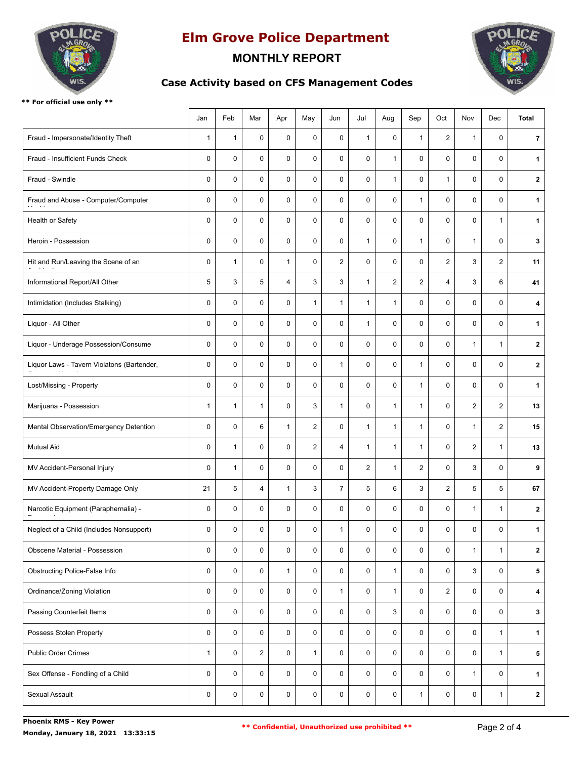# Elm Grove Police Department

## MONTHLY REPORT

### Case Activity based on CFS Management Codes

**\*\* For official use only \*\***

| | Jan | Feb | Mar | Apr | May | Jun | Jul | Aug | Sep | Oct | Nov | Dec | Total |
|---|---|---|---|---|---|---|---|---|---|---|---|---|---|
| Fraud - Impersonate/Identity Theft | 1 | 1 | 0 | 0 | 0 | 0 | 1 | 0 | 1 | 2 | 1 | 0 | **7** |
| Fraud - Insufficient Funds Check | 0 | 0 | 0 | 0 | 0 | 0 | 0 | 1 | 0 | 0 | 0 | 0 | **1** |
| Fraud - Swindle | 0 | 0 | 0 | 0 | 0 | 0 | 0 | 1 | 0 | 1 | 0 | 0 | **2** |
| Fraud and Abuse - Computer/Computer | 0 | 0 | 0 | 0 | 0 | 0 | 0 | 0 | 1 | 0 | 0 | 0 | **1** |
| Health or Safety | 0 | 0 | 0 | 0 | 0 | 0 | 0 | 0 | 0 | 0 | 0 | 1 | **1** |
| Heroin - Possession | 0 | 0 | 0 | 0 | 0 | 0 | 1 | 0 | 1 | 0 | 1 | 0 | **3** |
| Hit and Run/Leaving the Scene of an | 0 | 1 | 0 | 1 | 0 | 2 | 0 | 0 | 0 | 2 | 3 | 2 | **11** |
| Informational Report/All Other | 5 | 3 | 5 | 4 | 3 | 3 | 1 | 2 | 2 | 4 | 3 | 6 | **41** |
| Intimidation (Includes Stalking) | 0 | 0 | 0 | 0 | 1 | 1 | 1 | 1 | 0 | 0 | 0 | 0 | **4** |
| Liquor - All Other | 0 | 0 | 0 | 0 | 0 | 0 | 1 | 0 | 0 | 0 | 0 | 0 | **1** |
| Liquor - Underage Possession/Consume | 0 | 0 | 0 | 0 | 0 | 0 | 0 | 0 | 0 | 0 | 1 | 1 | **2** |
| Liquor Laws - Tavern Violatons (Bartender, | 0 | 0 | 0 | 0 | 0 | 1 | 0 | 0 | 1 | 0 | 0 | 0 | **2** |
| Lost/Missing - Property | 0 | 0 | 0 | 0 | 0 | 0 | 0 | 0 | 1 | 0 | 0 | 0 | **1** |
| Marijuana - Possession | 1 | 1 | 1 | 0 | 3 | 1 | 0 | 1 | 1 | 0 | 2 | 2 | **13** |
| Mental Observation/Emergency Detention | 0 | 0 | 6 | 1 | 2 | 0 | 1 | 1 | 1 | 0 | 1 | 2 | **15** |
| Mutual Aid | 0 | 1 | 0 | 0 | 2 | 4 | 1 | 1 | 1 | 0 | 2 | 1 | **13** |
| MV Accident-Personal Injury | 0 | 1 | 0 | 0 | 0 | 0 | 2 | 1 | 2 | 0 | 3 | 0 | **9** |
| MV Accident-Property Damage Only | 21 | 5 | 4 | 1 | 3 | 7 | 5 | 6 | 3 | 2 | 5 | 5 | **67** |
| Narcotic Equipment (Paraphernalia) - | 0 | 0 | 0 | 0 | 0 | 0 | 0 | 0 | 0 | 0 | 1 | 1 | **2** |
| Neglect of a Child (Includes Nonsupport) | 0 | 0 | 0 | 0 | 0 | 1 | 0 | 0 | 0 | 0 | 0 | 0 | **1** |
| Obscene Material - Possession | 0 | 0 | 0 | 0 | 0 | 0 | 0 | 0 | 0 | 0 | 1 | 1 | **2** |
| Obstructing Police-False Info | 0 | 0 | 0 | 1 | 0 | 0 | 0 | 1 | 0 | 0 | 3 | 0 | **5** |
| Ordinance/Zoning Violation | 0 | 0 | 0 | 0 | 0 | 1 | 0 | 1 | 0 | 2 | 0 | 0 | **4** |
| Passing Counterfeit Items | 0 | 0 | 0 | 0 | 0 | 0 | 0 | 3 | 0 | 0 | 0 | 0 | **3** |
| Possess Stolen Property | 0 | 0 | 0 | 0 | 0 | 0 | 0 | 0 | 0 | 0 | 0 | 1 | **1** |
| Public Order Crimes | 1 | 0 | 2 | 0 | 1 | 0 | 0 | 0 | 0 | 0 | 0 | 1 | **5** |
| Sex Offense - Fondling of a Child | 0 | 0 | 0 | 0 | 0 | 0 | 0 | 0 | 0 | 0 | 1 | 0 | **1** |
| Sexual Assault | 0 | 0 | 0 | 0 | 0 | 0 | 0 | 0 | 1 | 0 | 0 | 1 | **2** |

**Phoenix RMS - Key Power**
**Monday, January 18, 2021 13:33:15**

**\*\* Confidential, Unauthorized use prohibited \*\***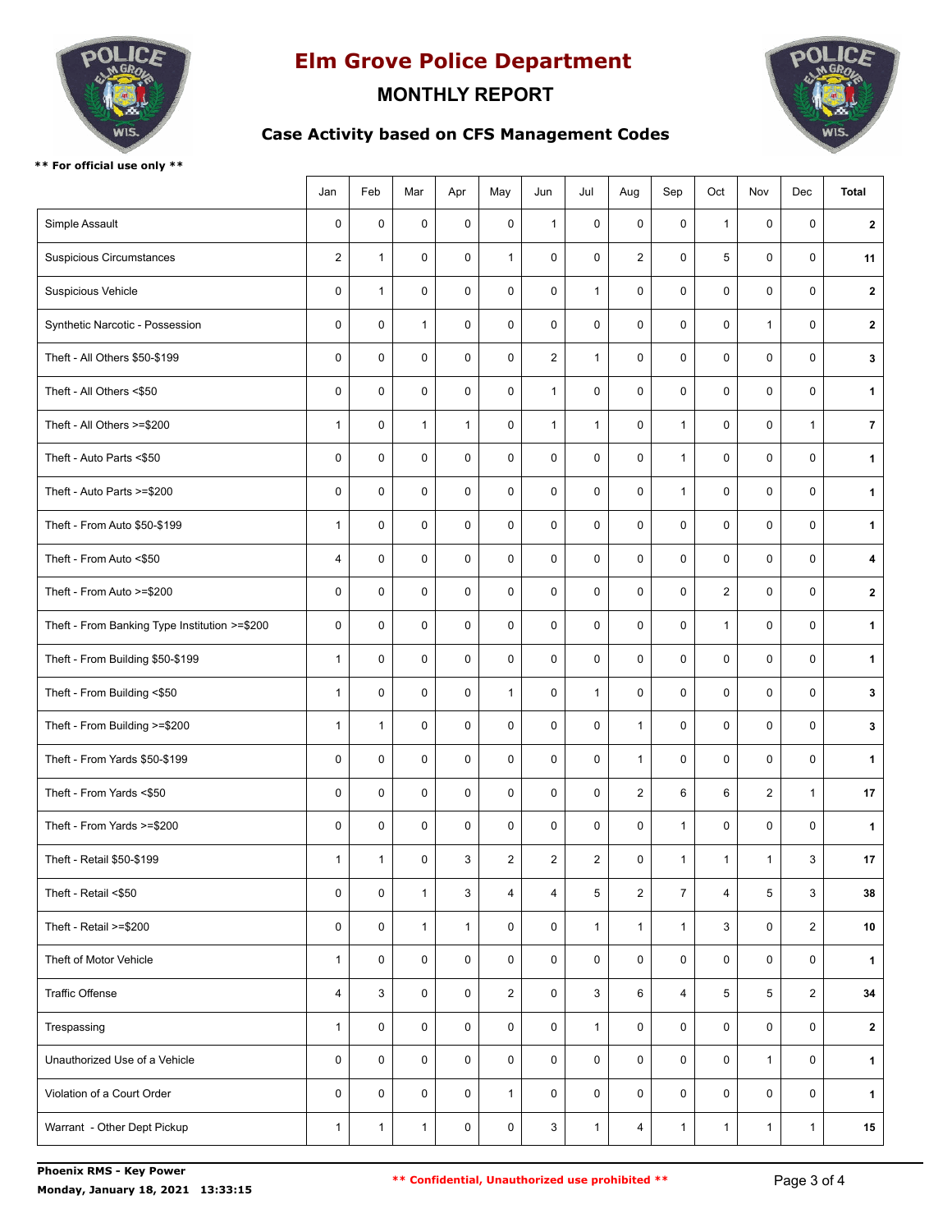# Elm Grove Police Department

## MONTHLY REPORT

### Case Activity based on CFS Management Codes

**\*\* For official use only \*\***

| | Jan | Feb | Mar | Apr | May | Jun | Jul | Aug | Sep | Oct | Nov | Dec | Total |
|---|---|---|---|---|---|---|---|---|---|---|---|---|---|
| Simple Assault | 0 | 0 | 0 | 0 | 0 | 1 | 0 | 0 | 0 | 1 | 0 | 0 | **2** |
| Suspicious Circumstances | 2 | 1 | 0 | 0 | 1 | 0 | 0 | 2 | 0 | 5 | 0 | 0 | **11** |
| Suspicious Vehicle | 0 | 1 | 0 | 0 | 0 | 0 | 1 | 0 | 0 | 0 | 0 | 0 | **2** |
| Synthetic Narcotic - Possession | 0 | 0 | 1 | 0 | 0 | 0 | 0 | 0 | 0 | 0 | 1 | 0 | **2** |
| Theft - All Others $50-$199 | 0 | 0 | 0 | 0 | 0 | 2 | 1 | 0 | 0 | 0 | 0 | 0 | **3** |
| Theft - All Others <$50 | 0 | 0 | 0 | 0 | 0 | 1 | 0 | 0 | 0 | 0 | 0 | 0 | **1** |
| Theft - All Others >=$200 | 1 | 0 | 1 | 1 | 0 | 1 | 1 | 0 | 1 | 0 | 0 | 1 | **7** |
| Theft - Auto Parts <$50 | 0 | 0 | 0 | 0 | 0 | 0 | 0 | 0 | 1 | 0 | 0 | 0 | **1** |
| Theft - Auto Parts >=$200 | 0 | 0 | 0 | 0 | 0 | 0 | 0 | 0 | 1 | 0 | 0 | 0 | **1** |
| Theft - From Auto $50-$199 | 1 | 0 | 0 | 0 | 0 | 0 | 0 | 0 | 0 | 0 | 0 | 0 | **1** |
| Theft - From Auto <$50 | 4 | 0 | 0 | 0 | 0 | 0 | 0 | 0 | 0 | 0 | 0 | 0 | **4** |
| Theft - From Auto >=$200 | 0 | 0 | 0 | 0 | 0 | 0 | 0 | 0 | 0 | 2 | 0 | 0 | **2** |
| Theft - From Banking Type Institution >=$200 | 0 | 0 | 0 | 0 | 0 | 0 | 0 | 0 | 0 | 1 | 0 | 0 | **1** |
| Theft - From Building $50-$199 | 1 | 0 | 0 | 0 | 0 | 0 | 0 | 0 | 0 | 0 | 0 | 0 | **1** |
| Theft - From Building <$50 | 1 | 0 | 0 | 0 | 1 | 0 | 1 | 0 | 0 | 0 | 0 | 0 | **3** |
| Theft - From Building >=$200 | 1 | 1 | 0 | 0 | 0 | 0 | 0 | 1 | 0 | 0 | 0 | 0 | **3** |
| Theft - From Yards $50-$199 | 0 | 0 | 0 | 0 | 0 | 0 | 0 | 1 | 0 | 0 | 0 | 0 | **1** |
| Theft - From Yards <$50 | 0 | 0 | 0 | 0 | 0 | 0 | 0 | 2 | 6 | 6 | 2 | 1 | **17** |
| Theft - From Yards >=$200 | 0 | 0 | 0 | 0 | 0 | 0 | 0 | 0 | 1 | 0 | 0 | 0 | **1** |
| Theft - Retail $50-$199 | 1 | 1 | 0 | 3 | 2 | 2 | 2 | 0 | 1 | 1 | 1 | 3 | **17** |
| Theft - Retail <$50 | 0 | 0 | 1 | 3 | 4 | 4 | 5 | 2 | 7 | 4 | 5 | 3 | **38** |
| Theft - Retail >=$200 | 0 | 0 | 1 | 1 | 0 | 0 | 1 | 1 | 1 | 3 | 0 | 2 | **10** |
| Theft of Motor Vehicle | 1 | 0 | 0 | 0 | 0 | 0 | 0 | 0 | 0 | 0 | 0 | 0 | **1** |
| Traffic Offense | 4 | 3 | 0 | 0 | 2 | 0 | 3 | 6 | 4 | 5 | 5 | 2 | **34** |
| Trespassing | 1 | 0 | 0 | 0 | 0 | 0 | 1 | 0 | 0 | 0 | 0 | 0 | **2** |
| Unauthorized Use of a Vehicle | 0 | 0 | 0 | 0 | 0 | 0 | 0 | 0 | 0 | 0 | 1 | 0 | **1** |
| Violation of a Court Order | 0 | 0 | 0 | 0 | 1 | 0 | 0 | 0 | 0 | 0 | 0 | 0 | **1** |
| Warrant - Other Dept Pickup | 1 | 1 | 1 | 0 | 0 | 3 | 1 | 4 | 1 | 1 | 1 | 1 | **15** |

**Phoenix RMS - Key Power**
**Monday, January 18, 2021 13:33:15**

**\*\* Confidential, Unauthorized use prohibited \*\***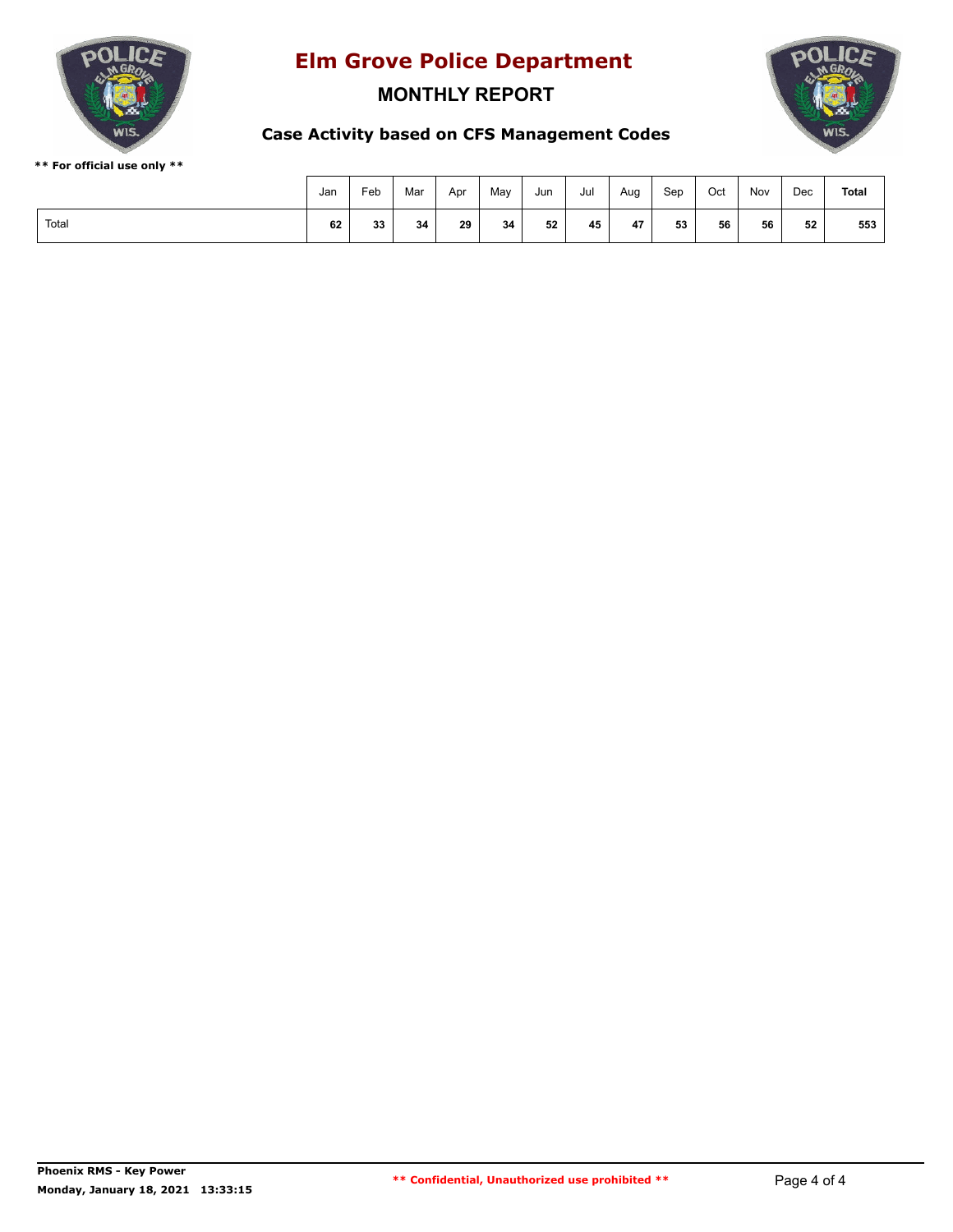# Elm Grove Police Department

## MONTHLY REPORT

### Case Activity based on CFS Management Codes

**** For official use only ****

| | Jan | Feb | Mar | Apr | May | Jun | Jul | Aug | Sep | Oct | Nov | Dec | Total |
|---|---|---|---|---|---|---|---|---|---|---|---|---|---|
| Total | 62 | 33 | 34 | 29 | 34 | 52 | 45 | 47 | 53 | 56 | 56 | 52 | 553 |

**Phoenix RMS - Key Power**
**Monday, January 18, 2021 13:33:15**

**** Confidential, Unauthorized use prohibited ****